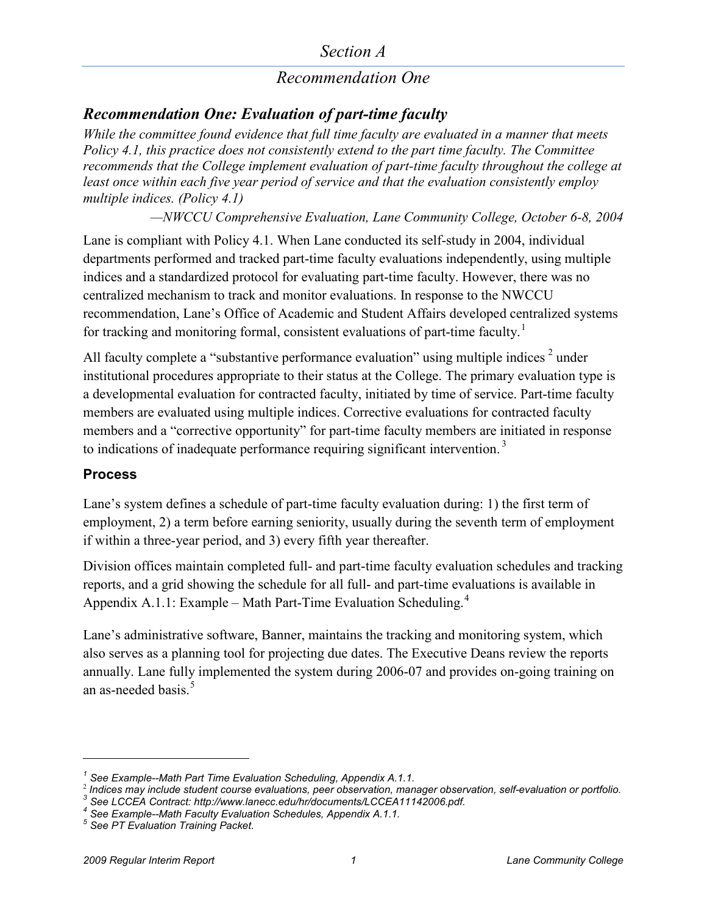# Section A

## Recommendation One

### Recommendation One: Evaluation of part-time faculty

*While the committee found evidence that full time faculty are evaluated in a manner that meets Policy 4.1, this practice does not consistently extend to the part time faculty. The Committee recommends that the College implement evaluation of part-time faculty throughout the college at least once within each five year period of service and that the evaluation consistently employ multiple indices. (Policy 4.1)*

*—NWCCU Comprehensive Evaluation, Lane Community College, October 6-8, 2004*

Lane is compliant with Policy 4.1. When Lane conducted its self-study in 2004, individual departments performed and tracked part-time faculty evaluations independently, using multiple indices and a standardized protocol for evaluating part-time faculty. However, there was no centralized mechanism to track and monitor evaluations. In response to the NWCCU recommendation, Lane's Office of Academic and Student Affairs developed centralized systems for tracking and monitoring formal, consistent evaluations of part-time faculty.[1]

All faculty complete a "substantive performance evaluation" using multiple indices [2] under institutional procedures appropriate to their status at the College. The primary evaluation type is a developmental evaluation for contracted faculty, initiated by time of service. Part-time faculty members are evaluated using multiple indices. Corrective evaluations for contracted faculty members and a "corrective opportunity" for part-time faculty members are initiated in response to indications of inadequate performance requiring significant intervention.[3]

#### Process

Lane's system defines a schedule of part-time faculty evaluation during: 1) the first term of employment, 2) a term before earning seniority, usually during the seventh term of employment if within a three-year period, and 3) every fifth year thereafter.

Division offices maintain completed full- and part-time faculty evaluation schedules and tracking reports, and a grid showing the schedule for all full- and part-time evaluations is available in Appendix A.1.1: Example – Math Part-Time Evaluation Scheduling.[4]

Lane's administrative software, Banner, maintains the tracking and monitoring system, which also serves as a planning tool for projecting due dates. The Executive Deans review the reports annually. Lane fully implemented the system during 2006-07 and provides on-going training on an as-needed basis.[5]

---

[1] *See Example--Math Part Time Evaluation Scheduling, Appendix A.1.1.*
[2] *Indices may include student course evaluations, peer observation, manager observation, self-evaluation or portfolio.*
[3] *See LCCEA Contract: http://www.lanecc.edu/hr/documents/LCCEA11142006.pdf.*
[4] *See Example--Math Faculty Evaluation Schedules, Appendix A.1.1.*
[5] *See PT Evaluation Training Packet.*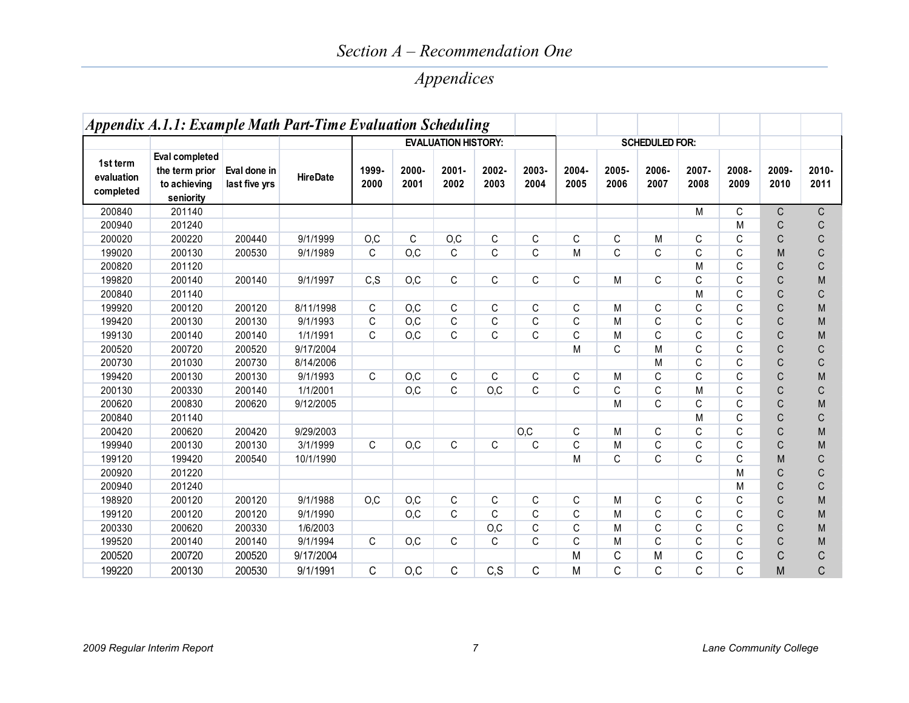## Section A – Recommendation One

## Appendices

### Appendix A.1.1: Example Math Part-Time Evaluation Scheduling

| | | | | EVALUATION HISTORY: | | | | | SCHEDULED FOR: | | | | | | |
|---|---|---|---|---|---|---|---|---|---|---|---|---|---|---|---|
| 1st term evaluation completed | Eval completed the term prior to achieving seniority | Eval done in last five yrs | HireDate | 1999-2000 | 2000-2001 | 2001-2002 | 2002-2003 | 2003-2004 | 2004-2005 | 2005-2006 | 2006-2007 | 2007-2008 | 2008-2009 | 2009-2010 | 2010-2011 |
| 200840 | 201140 | | | | | | | | | | | M | C | C | C |
| 200940 | 201240 | | | | | | | | | | | | M | C | C |
| 200020 | 200220 | 200440 | 9/1/1999 | O,C | C | O,C | C | C | C | C | M | C | C | C | C |
| 199020 | 200130 | 200530 | 9/1/1989 | C | O,C | C | C | C | M | C | C | C | C | M | C |
| 200820 | 201120 | | | | | | | | | | | M | C | C | C |
| 199820 | 200140 | 200140 | 9/1/1997 | C,S | O,C | C | C | C | C | M | C | C | C | C | M |
| 200840 | 201140 | | | | | | | | | | | M | C | C | C |
| 199920 | 200120 | 200120 | 8/11/1998 | C | O,C | C | C | C | C | M | C | C | C | C | M |
| 199420 | 200130 | 200130 | 9/1/1993 | C | O,C | C | C | C | C | M | C | C | C | C | M |
| 199130 | 200140 | 200140 | 1/1/1991 | C | O,C | C | C | C | C | M | C | C | C | C | M |
| 200520 | 200720 | 200520 | 9/17/2004 | | | | | | M | C | M | C | C | C | C |
| 200730 | 201030 | 200730 | 8/14/2006 | | | | | | | | M | C | C | C | C |
| 199420 | 200130 | 200130 | 9/1/1993 | C | O,C | C | C | C | C | M | C | C | C | C | M |
| 200130 | 200330 | 200140 | 1/1/2001 | | O,C | C | O,C | C | C | C | C | M | C | C | C |
| 200620 | 200830 | 200620 | 9/12/2005 | | | | | | | M | C | C | C | C | M |
| 200840 | 201140 | | | | | | | | | | | M | C | C | C |
| 200420 | 200620 | 200420 | 9/29/2003 | | | | | O,C | C | M | C | C | C | C | M |
| 199940 | 200130 | 200130 | 3/1/1999 | C | O,C | C | C | C | C | M | C | C | C | C | M |
| 199120 | 199420 | 200540 | 10/1/1990 | | | | | | M | C | C | C | C | M | C |
| 200920 | 201220 | | | | | | | | | | | | M | C | C |
| 200940 | 201240 | | | | | | | | | | | | M | C | C |
| 198920 | 200120 | 200120 | 9/1/1988 | O,C | O,C | C | C | C | C | M | C | C | C | C | M |
| 199120 | 200120 | 200120 | 9/1/1990 | | O,C | C | C | C | C | M | C | C | C | C | M |
| 200330 | 200620 | 200330 | 1/6/2003 | | | | O,C | C | C | M | C | C | C | C | M |
| 199520 | 200140 | 200140 | 9/1/1994 | C | O,C | C | C | C | C | M | C | C | C | C | M |
| 200520 | 200720 | 200520 | 9/17/2004 | | | | | | M | C | M | C | C | C | C |
| 199220 | 200130 | 200530 | 9/1/1991 | C | O,C | C | C,S | C | M | C | C | C | C | M | C |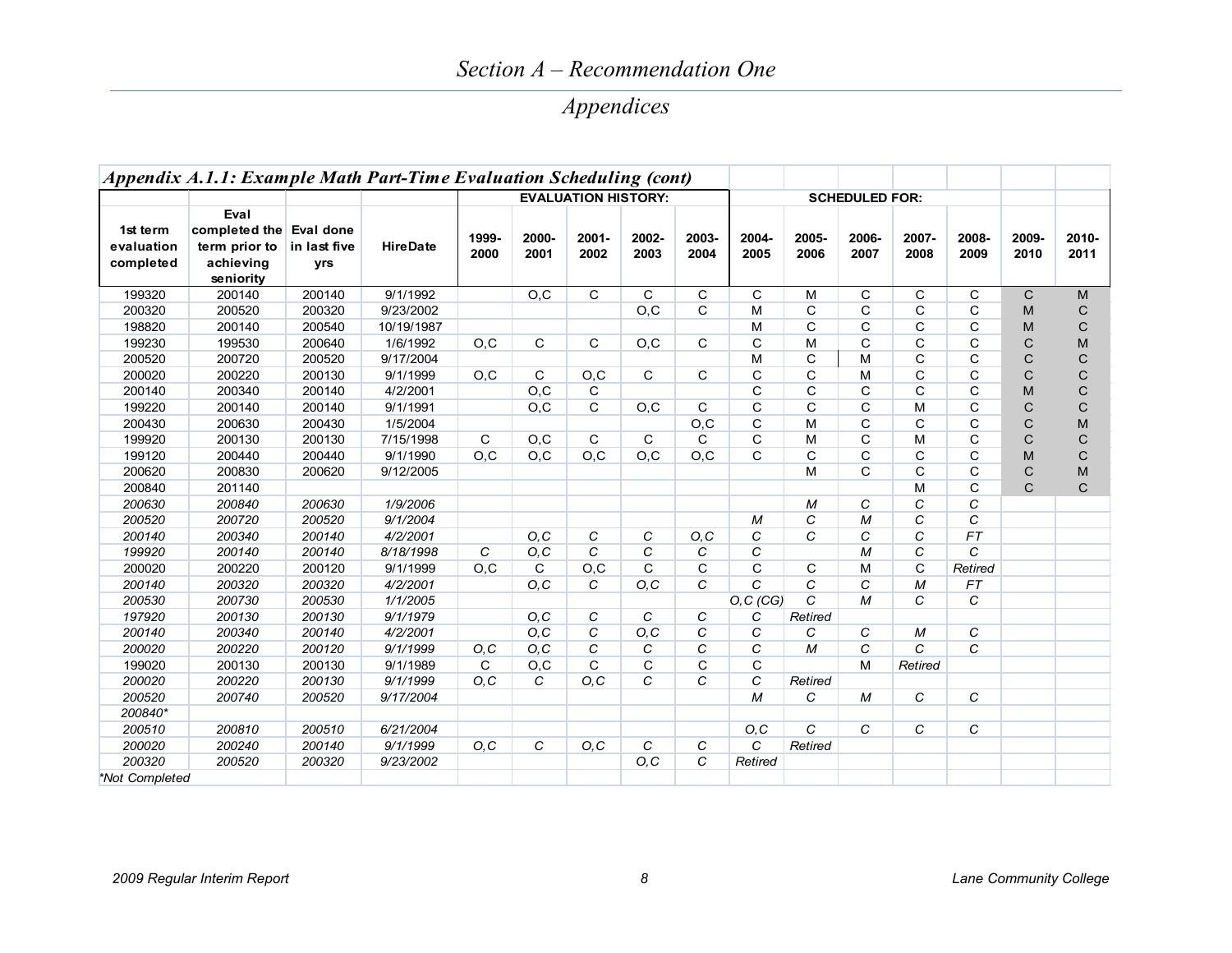# Section A – Recommendation One

## Appendices

***Appendix A.1.1: Example Math Part-Time Evaluation Scheduling (cont)***

| | | | | EVALUATION HISTORY: | | | | | SCHEDULED FOR: | | | | | | |
|---|---|---|---|---|---|---|---|---|---|---|---|---|---|---|---|
| 1st term evaluation completed | Eval completed the term prior to achieving seniority | Eval done in last five yrs | HireDate | 1999-2000 | 2000-2001 | 2001-2002 | 2002-2003 | 2003-2004 | 2004-2005 | 2005-2006 | 2006-2007 | 2007-2008 | 2008-2009 | 2009-2010 | 2010-2011 |
| 199320 | 200140 | 200140 | 9/1/1992 | | O,C | C | C | C | C | M | C | C | C | C | M |
| 200320 | 200520 | 200320 | 9/23/2002 | | | | O,C | C | M | C | C | C | C | M | C |
| 198820 | 200140 | 200540 | 10/19/1987 | | | | | | M | C | C | C | C | M | C |
| 199230 | 199530 | 200640 | 1/6/1992 | O,C | C | C | O,C | C | C | M | C | C | C | C | M |
| 200520 | 200720 | 200520 | 9/17/2004 | | | | | | M | C | M | C | C | C | C |
| 200020 | 200220 | 200130 | 9/1/1999 | O,C | C | O,C | C | C | C | C | M | C | C | C | C |
| 200140 | 200340 | 200140 | 4/2/2001 | | O,C | C | | | C | C | C | C | C | M | C |
| 199220 | 200140 | 200140 | 9/1/1991 | | O,C | C | O,C | C | C | C | C | M | C | C | C |
| 200430 | 200630 | 200430 | 1/5/2004 | | | | | O,C | C | M | C | C | C | C | M |
| 199920 | 200130 | 200130 | 7/15/1998 | C | O,C | C | C | C | C | M | C | M | C | C | C |
| 199120 | 200440 | 200440 | 9/1/1990 | O,C | O,C | O,C | O,C | O,C | C | C | C | C | C | M | C |
| 200620 | 200830 | 200620 | 9/12/2005 | | | | | | | M | C | C | C | C | M |
| 200840 | 201140 | | | | | | | | | | | M | C | C | C |
| *200630* | *200840* | *200630* | *1/9/2006* | | | | | | | *M* | *C* | *C* | *C* | | |
| *200520* | *200720* | *200520* | *9/1/2004* | | | | | | *M* | *C* | *M* | *C* | *C* | | |
| *200140* | *200340* | *200140* | *4/2/2001* | | *O,C* | *C* | *C* | *O,C* | *C* | *C* | *C* | *C* | *FT* | | |
| *199920* | *200140* | *200140* | *8/18/1998* | *C* | *O,C* | *C* | *C* | *C* | *C* | | *M* | *C* | *C* | | |
| 200020 | 200220 | 200120 | 9/1/1999 | O,C | C | O,C | C | C | C | C | M | C | *Retired* | | |
| *200140* | *200320* | *200320* | *4/2/2001* | | *O,C* | *C* | *O,C* | *C* | *C* | *C* | *C* | *M* | *FT* | | |
| *200530* | *200730* | *200530* | *1/1/2005* | | | | | | *O,C (CG)* | *C* | *M* | *C* | *C* | | |
| *197920* | *200130* | *200130* | *9/1/1979* | | *O,C* | *C* | *C* | *C* | *C* | *Retired* | | | | | |
| *200140* | *200340* | *200140* | *4/2/2001* | | *O,C* | *C* | *O,C* | *C* | *C* | *C* | *C* | *M* | *C* | | |
| *200020* | *200220* | *200120* | *9/1/1999* | *O,C* | *O,C* | *C* | *C* | *C* | *C* | *M* | *C* | *C* | *C* | | |
| 199020 | 200130 | 200130 | 9/1/1989 | C | O,C | C | C | C | C | | M | *Retired* | | | |
| *200020* | *200220* | *200130* | *9/1/1999* | *O,C* | *C* | *O,C* | *C* | *C* | *C* | *Retired* | | | | | |
| *200520* | *200740* | *200520* | *9/17/2004* | | | | | | *M* | *C* | *M* | *C* | *C* | | |
| *200840** | | | | | | | | | | | | | | | |
| *200510* | *200810* | *200510* | *6/21/2004* | | | | | | *O,C* | *C* | *C* | *C* | *C* | | |
| *200020* | *200240* | *200140* | *9/1/1999* | *O,C* | *C* | *O,C* | *C* | *C* | *C* | *Retired* | | | | | |
| *200320* | *200520* | *200320* | *9/23/2002* | | | | *O,C* | *C* | *Retired* | | | | | | |

*Not Completed